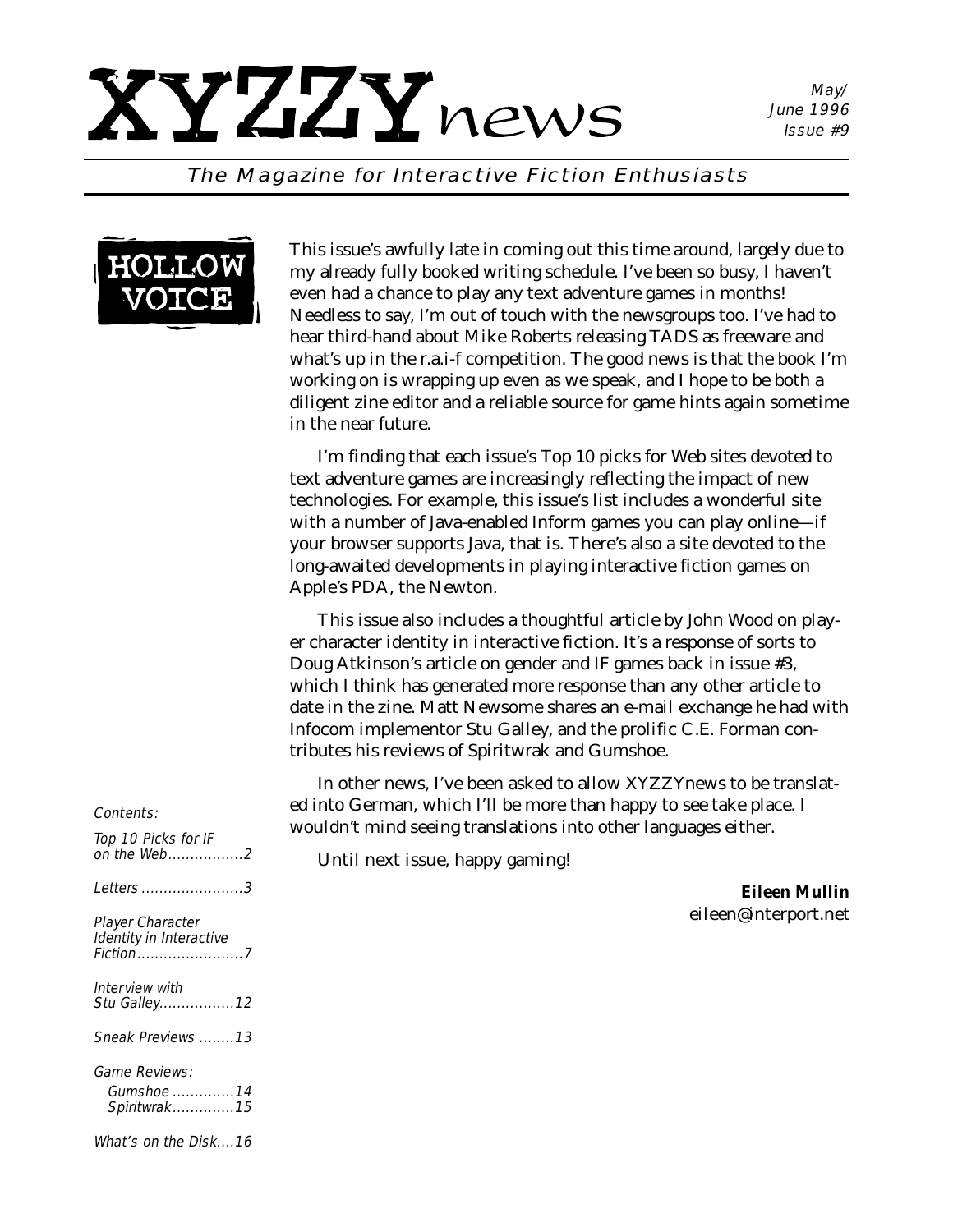# XYZZYnews

May/ June 1996 Issue #9

*The Magazine for Interactive Fiction Enthusiasts*

## HOLLOW VOICE

This issue's awfully late in coming out this time around, largely due to my already fully booked writing schedule. I've been so busy, I haven't even had a chance to play any text adventure games in months! Needless to say, I'm out of touch with the newsgroups too. I've had to hear third-hand about Mike Roberts releasing TADS as freeware and what's up in the r.a.i-f competition. The good news is that the book I'm working on is wrapping up even as we speak, and I hope to be both a diligent zine editor and a reliable source for game hints again sometime in the near future.

I'm finding that each issue's Top 10 picks for Web sites devoted to text adventure games are increasingly reflecting the impact of new technologies. For example, this issue's list includes a wonderful site with a number of Java-enabled Inform games you can play online—if your browser supports Java, that is. There's also a site devoted to the long-awaited developments in playing interactive fiction games on Apple's PDA, the Newton.

This issue also includes a thoughtful article by John Wood on player character identity in interactive fiction. It's a response of sorts to Doug Atkinson's article on gender and IF games back in issue #3, which I think has generated more response than any other article to date in the zine. Matt Newsome shares an e-mail exchange he had with Infocom implementor Stu Galley, and the prolific C.E. Forman contributes his reviews of Spiritwrak and Gumshoe.

In other news, I've been asked to allow XYZZYnews to be translated into German, which I'll be more than happy to see take place. I wouldn't mind seeing translations into other languages either.

Until next issue, happy gaming!

**Eileen Mullin**
eileen@interport.net

*Contents:*

- *Top 10 Picks for IF on the Web*........2
- *Letters*........3
- *Player Character Identity in Interactive Fiction*........7
- *Interview with Stu Galley*........12
- *Sneak Previews*........13
- *Game Reviews:*
  - *Gumshoe*........14
  - *Spiritwrak*........15
- *What's on the Disk*....16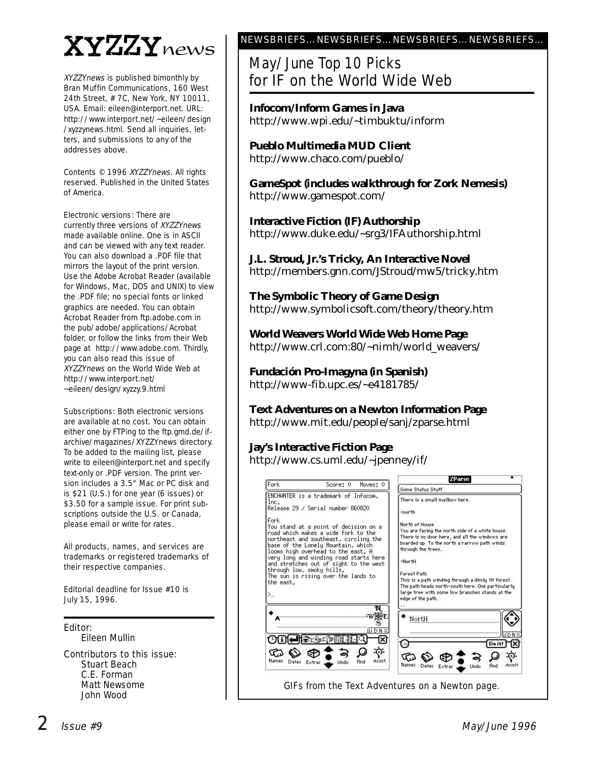# XYZZYnews

*XYZZYnews* is published bimonthly by Bran Muffin Communications, 160 West 24th Street, # 7C, New York, NY 10011, USA. Email: eileen@interport.net. URL: http://www.interport.net/~eileen/design/xyzzynews.html. Send all inquiries, letters, and submissions to any of the addresses above.

Contents © 1996 *XYZZYnews*. All rights reserved. Published in the United States of America.

Electronic versions: There are currently three versions of *XYZZYnews* made available online. One is in ASCII and can be viewed with any text reader. You can also download a .PDF file that mirrors the layout of the print version. Use the Adobe Acrobat Reader (available for Windows, Mac, DOS and UNIX) to view the .PDF file; no special fonts or linked graphics are needed. You can obtain Acrobat Reader from ftp.adobe.com in the pub/adobe/applications/Acrobat folder, or follow the links from their Web page at http://www.adobe.com. Thirdly, you can also read this issue of *XYZZYnews* on the World Wide Web at http://www.interport.net/~eileen/design/xyzzy.9.html

Subscriptions: Both electronic versions are available at no cost. You can obtain either one by FTPing to the ftp.gmd.de/if-archive/magazines/XYZZYnews directory. To be added to the mailing list, please write to eileen@interport.net and specify text-only or .PDF version. The print version includes a 3.5" Mac or PC disk and is $21 (U.S.) for one year (6 issues) or $3.50 for a sample issue. For print subscriptions outside the U.S. or Canada, please email or write for rates.

All products, names, and services are trademarks or registered trademarks of their respective companies.

Editorial deadline for Issue #10 is July 15, 1996.

Editor:
Eileen Mullin

Contributors to this issue:
Stuart Beach
C.E. Forman
Matt Newsome
John Wood

NEWSBRIEFS... NEWSBRIEFS... NEWSBRIEFS... NEWSBRIEFS...

## May/June Top 10 Picks for IF on the World Wide Web

**Infocom/Inform Games in Java**
http://www.wpi.edu/~timbuktu/inform

**Pueblo Multimedia MUD Client**
http://www.chaco.com/pueblo/

**GameSpot (includes walkthrough for Zork Nemesis)**
http://www.gamespot.com/

**Interactive Fiction (IF) Authorship**
http://www.duke.edu/~srg3/IFAuthorship.html

**J.L. Stroud, Jr.'s Tricky, An Interactive Novel**
http://members.gnn.com/JStroud/mw5/tricky.htm

**The Symbolic Theory of Game Design**
http://www.symbolicsoft.com/theory/theory.htm

**World Weavers World Wide Web Home Page**
http://www.crl.com:80/~nimh/world_weavers/

**Fundación Pro-Imagyna (in Spanish)**
http://www-fib.upc.es/~e4181785/

**Text Adventures on a Newton Information Page**
http://www.mit.edu/people/sanj/zparse.html

**Jay's Interactive Fiction Page**
http://www.cs.uml.edu/~jpenney/if/

GIFs from the Text Adventures on a Newton page.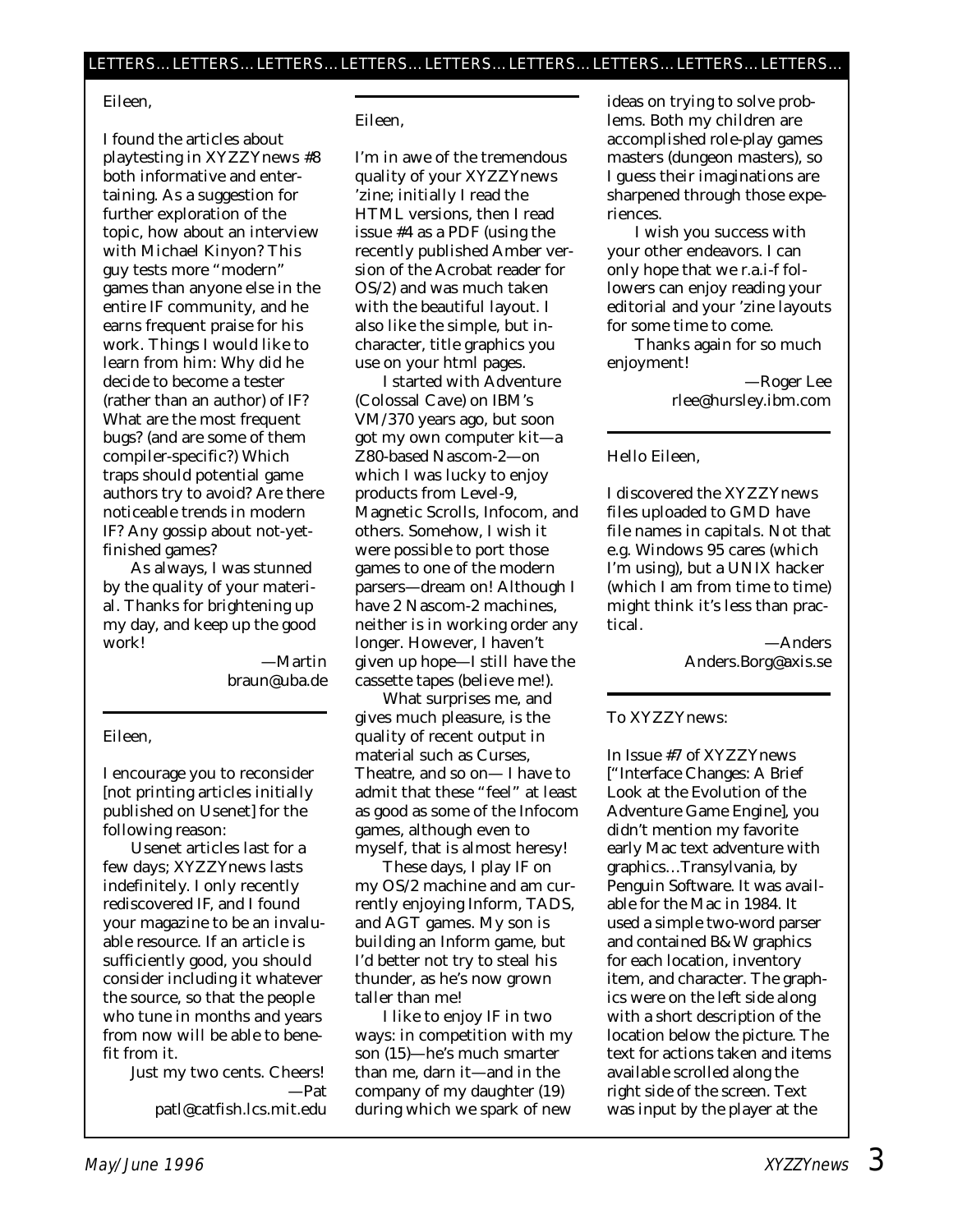Eileen,

I found the articles about playtesting in XYZZYnews #8 both informative and entertaining. As a suggestion for further exploration of the topic, how about an interview with Michael Kinyon? This guy tests more "modern" games than anyone else in the entire IF community, and he earns frequent praise for his work. Things I would like to learn from him: Why did he decide to become a tester (rather than an author) of IF? What are the most frequent bugs? (and are some of them compiler-specific?) Which traps should potential game authors try to avoid? Are there noticeable trends in modern IF? Any gossip about not-yet-finished games?

As always, I was stunned by the quality of your material. Thanks for brightening up my day, and keep up the good work!

—Martin
braun@uba.de

---

Eileen,

I encourage you to reconsider [not printing articles initially published on Usenet] for the following reason:

Usenet articles last for a few days; XYZZYnews lasts indefinitely. I only recently rediscovered IF, and I found your magazine to be an invaluable resource. If an article is sufficiently good, you should consider including it whatever the source, so that the people who tune in months and years from now will be able to benefit from it.

Just my two cents. Cheers!

—Pat
patl@catfish.lcs.mit.edu

---

Eileen,

I'm in awe of the tremendous quality of your XYZZYnews 'zine; initially I read the HTML versions, then I read issue #4 as a PDF (using the recently published Amber version of the Acrobat reader for OS/2) and was much taken with the beautiful layout. I also like the simple, but in-character, title graphics you use on your html pages.

I started with Adventure (Colossal Cave) on IBM's VM/370 years ago, but soon got my own computer kit—a Z80-based Nascom-2—on which I was lucky to enjoy products from Level-9, Magnetic Scrolls, Infocom, and others. Somehow, I wish it were possible to port those games to one of the modern parsers—dream on! Although I have 2 Nascom-2 machines, neither is in working order any longer. However, I haven't given up hope—I still have the cassette tapes (believe me!).

What surprises me, and gives much pleasure, is the quality of recent output in material such as Curses, Theatre, and so on— I have to admit that these "feel" at least as good as some of the Infocom games, although even to myself, that is almost heresy!

These days, I play IF on my OS/2 machine and am currently enjoying Inform, TADS, and AGT games. My son is building an Inform game, but I'd better not try to steal his thunder, as he's now grown taller than me!

I like to enjoy IF in two ways: in competition with my son (15)—he's much smarter than me, darn it—and in the company of my daughter (19) during which we spark of new ideas on trying to solve problems. Both my children are accomplished role-play games masters (dungeon masters), so I guess their imaginations are sharpened through those experiences.

I wish you success with your other endeavors. I can only hope that we r.a.i-f followers can enjoy reading your editorial and your 'zine layouts for some time to come.

Thanks again for so much enjoyment!

—Roger Lee
rlee@hursley.ibm.com

---

Hello Eileen,

I discovered the XYZZYnews files uploaded to GMD have file names in capitals. Not that e.g. Windows 95 cares (which I'm using), but a UNIX hacker (which I am from time to time) might think it's less than practical.

—Anders
Anders.Borg@axis.se

---

To XYZZYnews:

In Issue #7 of XYZZYnews ["Interface Changes: A Brief Look at the Evolution of the Adventure Game Engine], you didn't mention my favorite early Mac text adventure with graphics…Transylvania, by Penguin Software. It was available for the Mac in 1984. It used a simple two-word parser and contained B&W graphics for each location, inventory item, and character. The graphics were on the left side along with a short description of the location below the picture. The text for actions taken and items available scrolled along the right side of the screen. Text was input by the player at the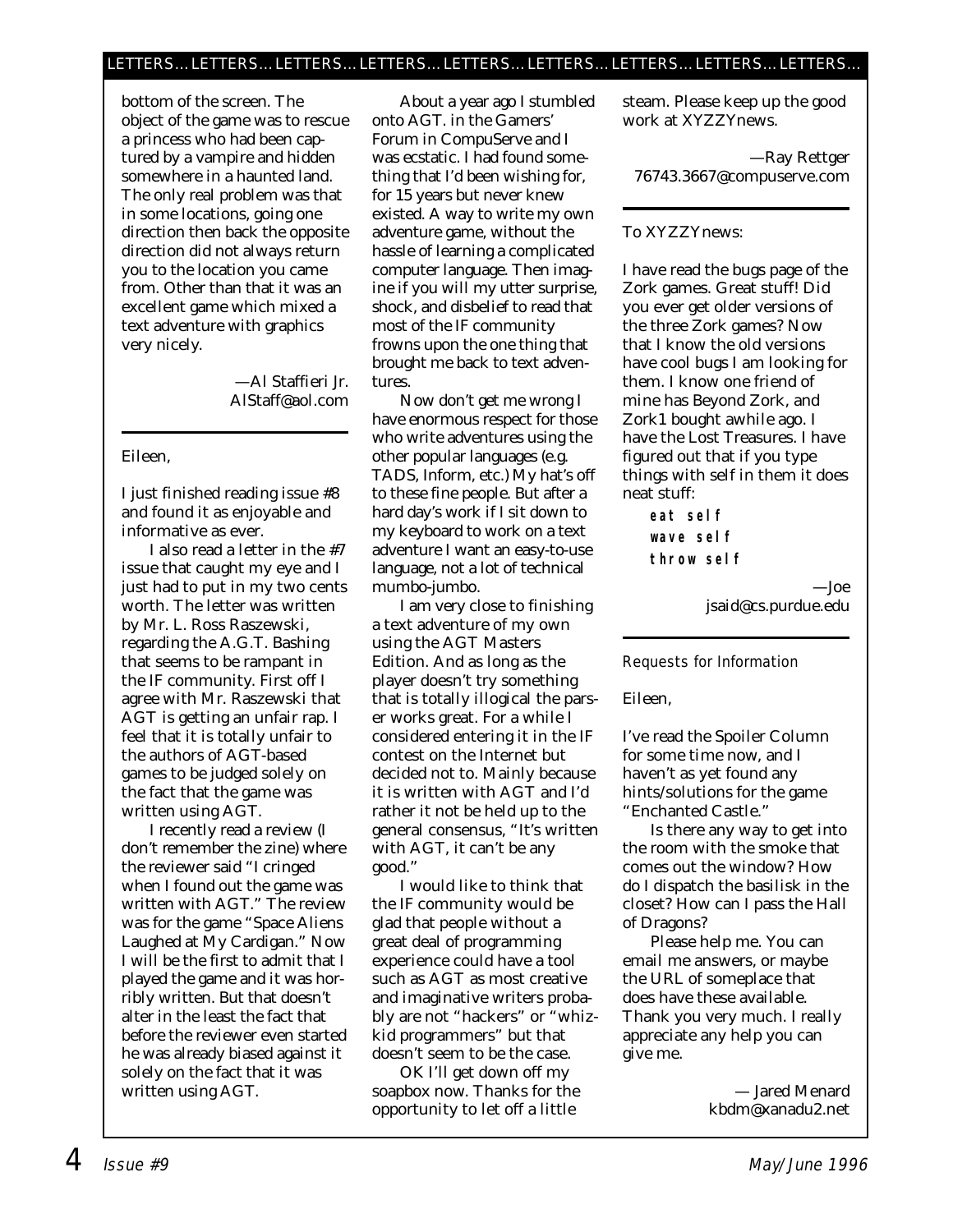bottom of the screen. The object of the game was to rescue a princess who had been captured by a vampire and hidden somewhere in a haunted land. The only real problem was that in some locations, going one direction then back the opposite direction did not always return you to the location you came from. Other than that it was an excellent game which mixed a text adventure with graphics very nicely.

—Al Staffieri Jr.
AlStaff@aol.com

---

Eileen,

I just finished reading issue #8 and found it as enjoyable and informative as ever.

I also read a letter in the #7 issue that caught my eye and I just had to put in my two cents worth. The letter was written by Mr. L. Ross Raszewski, regarding the A.G.T. Bashing that seems to be rampant in the IF community. First off I agree with Mr. Raszewski that AGT is getting an unfair rap. I feel that it is totally unfair to the authors of AGT-based games to be judged solely on the fact that the game was written using AGT.

I recently read a review (I don't remember the zine) where the reviewer said "I cringed when I found out the game was written with AGT." The review was for the game "Space Aliens Laughed at My Cardigan." Now I will be the first to admit that I played the game and it was horribly written. But that doesn't alter in the least the fact that before the reviewer even started he was already biased against it solely on the fact that it was written using AGT.

About a year ago I stumbled onto AGT. in the Gamers' Forum in CompuServe and I was ecstatic. I had found something that I'd been wishing for, for 15 years but never knew existed. A way to write my own adventure game, without the hassle of learning a complicated computer language. Then imagine if you will my utter surprise, shock, and disbelief to read that most of the IF community frowns upon the one thing that brought me back to text adventures.

Now don't get me wrong I have enormous respect for those who write adventures using the other popular languages (e.g. TADS, Inform, etc.) My hat's off to these fine people. But after a hard day's work if I sit down to my keyboard to work on a text adventure I want an easy-to-use language, not a lot of technical mumbo-jumbo.

I am very close to finishing a text adventure of my own using the AGT Masters Edition. And as long as the player doesn't try something that is totally illogical the parser works great. For a while I considered entering it in the IF contest on the Internet but decided not to. Mainly because it is written with AGT and I'd rather it not be held up to the general consensus, "It's written with AGT, it can't be any good."

I would like to think that the IF community would be glad that people without a great deal of programming experience could have a tool such as AGT as most creative and imaginative writers probably are not "hackers" or "whiz-kid programmers" but that doesn't seem to be the case.

OK I'll get down off my soapbox now. Thanks for the opportunity to let off a little steam. Please keep up the good work at XYZZYnews.

—Ray Rettger
76743.3667@compuserve.com

---

To XYZZYnews:

I have read the bugs page of the Zork games. Great stuff! Did you ever get older versions of the three Zork games? Now that I know the old versions have cool bugs I am looking for them. I know one friend of mine has Beyond Zork, and Zork1 bought awhile ago. I have the Lost Treasures. I have figured out that if you type things with self in them it does neat stuff:

```
eat self
wave self
throw self
```

—Joe
jsaid@cs.purdue.edu

---

*Requests for Information*

Eileen,

I've read the Spoiler Column for some time now, and I haven't as yet found any hints/solutions for the game "Enchanted Castle."

Is there any way to get into the room with the smoke that comes out the window? How do I dispatch the basilisk in the closet? How can I pass the Hall of Dragons?

Please help me. You can email me answers, or maybe the URL of someplace that does have these available. Thank you very much. I really appreciate any help you can give me.

— Jared Menard
kbdm@xanadu2.net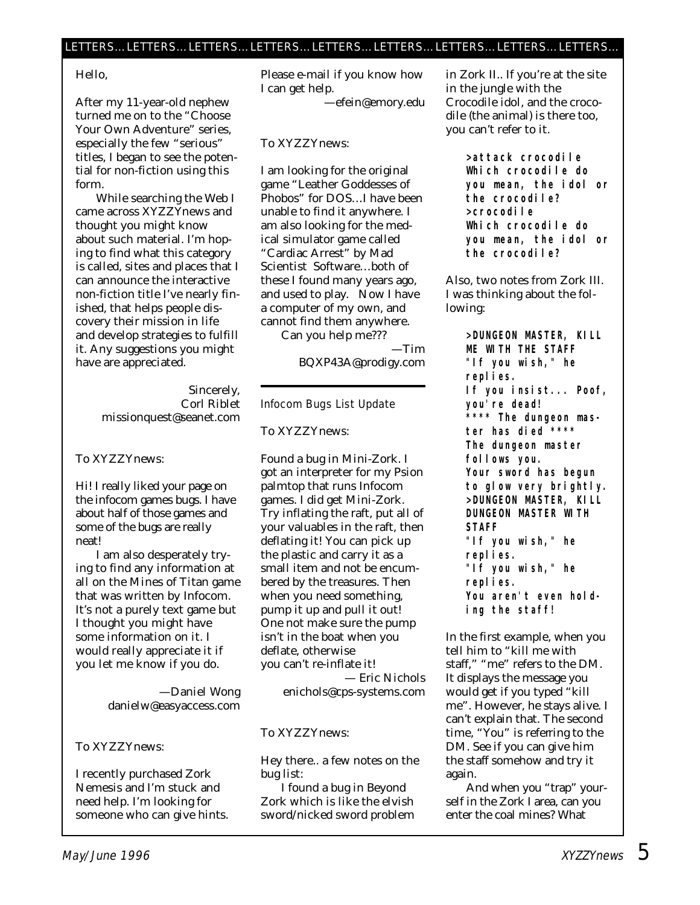Hello,

After my 11-year-old nephew turned me on to the "Choose Your Own Adventure" series, especially the few "serious" titles, I began to see the potential for non-fiction using this form.

While searching the Web I came across XYZZYnews and thought you might know about such material. I'm hoping to find what this category is called, sites and places that I can announce the interactive non-fiction title I've nearly finished, that helps people discovery their mission in life and develop strategies to fulfill it. Any suggestions you might have are appreciated.

Sincerely,
Corl Riblet
missionquest@seanet.com

To XYZZYnews:

Hi! I really liked your page on the infocom games bugs. I have about half of those games and some of the bugs are really neat!

I am also desperately trying to find any information at all on the Mines of Titan game that was written by Infocom. It's not a purely text game but I thought you might have some information on it. I would really appreciate it if you let me know if you do.

—Daniel Wong
danielw@easyaccess.com

To XYZZYnews:

I recently purchased Zork Nemesis and I'm stuck and need help. I'm looking for someone who can give hints. Please e-mail if you know how I can get help.

—efein@emory.edu

To XYZZYnews:

I am looking for the original game "Leather Goddesses of Phobos" for DOS…I have been unable to find it anywhere. I am also looking for the medical simulator game called "Cardiac Arrest" by Mad Scientist Software…both of these I found many years ago, and used to play. Now I have a computer of my own, and cannot find them anywhere.

Can you help me???

—Tim
BQXP43A@prodigy.com

*Infocom Bugs List Update*

To XYZZYnews:

Found a bug in Mini-Zork. I got an interpreter for my Psion palmtop that runs Infocom games. I did get Mini-Zork. Try inflating the raft, put all of your valuables in the raft, then deflating it! You can pick up the plastic and carry it as a small item and not be encumbered by the treasures. Then when you need something, pump it up and pull it out! One not make sure the pump isn't in the boat when you deflate, otherwise you can't re-inflate it!

— Eric Nichols
enichols@cps-systems.com

To XYZZYnews:

Hey there.. a few notes on the bug list:

I found a bug in Beyond Zork which is like the elvish sword/nicked sword problem in Zork II.. If you're at the site in the jungle with the Crocodile idol, and the crocodile (the animal) is there too, you can't refer to it.

```
>attack crocodile
Which crocodile do you mean, the idol or the crocodile?
>crocodile
Which crocodile do you mean, the idol or the crocodile?
```

Also, two notes from Zork III. I was thinking about the following:

```
>DUNGEON MASTER, KILL ME WITH THE STAFF
"If you wish," he replies.
If you insist... Poof, you're dead!
**** The dungeon master has died ****
The dungeon master follows you.
Your sword has begun to glow very brightly.
>DUNGEON MASTER, KILL DUNGEON MASTER WITH STAFF
"If you wish," he replies.
"If you wish," he replies.
You aren't even holding the staff!
```

In the first example, when you tell him to "kill me with staff," "me" refers to the DM. It displays the message you would get if you typed "kill me". However, he stays alive. I can't explain that. The second time, "You" is referring to the DM. See if you can give him the staff somehow and try it again.

And when you "trap" yourself in the Zork I area, can you enter the coal mines? What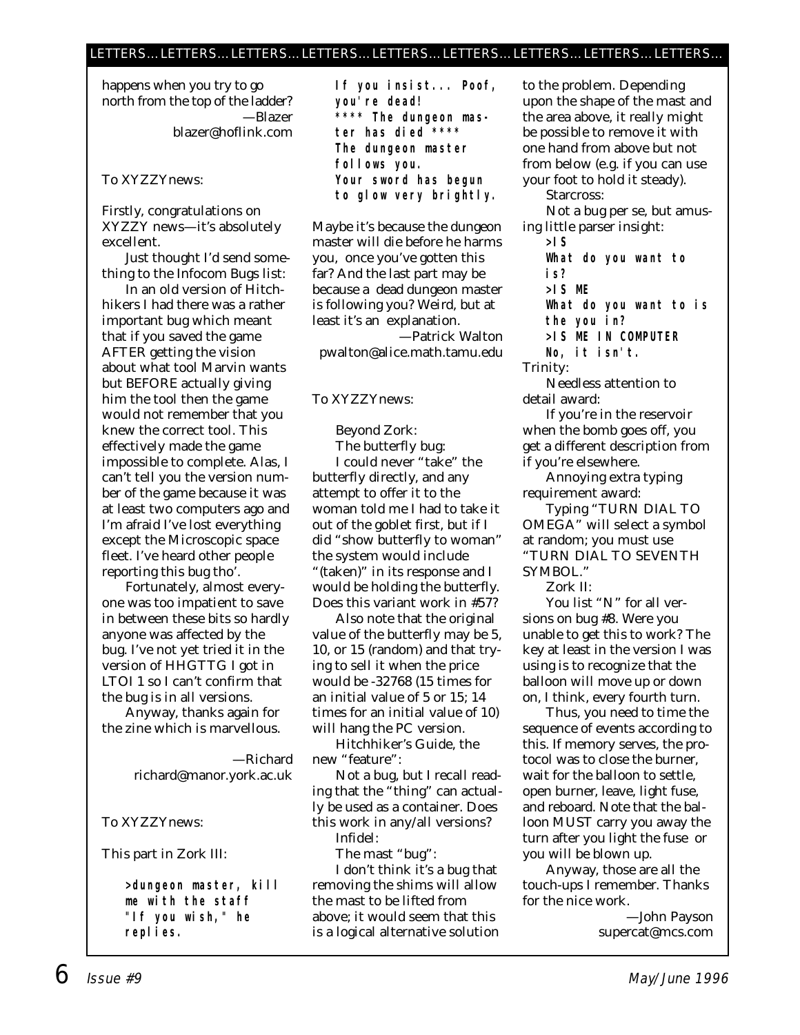happens when you try to go north from the top of the ladder?

—Blazer
blazer@hoflink.com

To XYZZYnews:

Firstly, congratulations on XYZZY news—it's absolutely excellent.

Just thought I'd send something to the Infocom Bugs list:

In an old version of Hitchhikers I had there was a rather important bug which meant that if you saved the game AFTER getting the vision about what tool Marvin wants but BEFORE actually giving him the tool then the game would not remember that you knew the correct tool. This effectively made the game impossible to complete. Alas, I can't tell you the version number of the game because it was at least two computers ago and I'm afraid I've lost everything except the Microscopic space fleet. I've heard other people reporting this bug tho'.

Fortunately, almost everyone was too impatient to save in between these bits so hardly anyone was affected by the bug. I've not yet tried it in the version of HHGTTG I got in LTOI 1 so I can't confirm that the bug is in all versions.

Anyway, thanks again for the zine which is marvellous.

—Richard
richard@manor.york.ac.uk

To XYZZYnews:

This part in Zork III:

```
>dungeon master, kill
me with the staff
"If you wish," he
replies.
If you insist... Poof,
you're dead!
**** The dungeon master has died ****
The dungeon master
follows you.
Your sword has begun
to glow very brightly.
```

Maybe it's because the dungeon master will die before he harms you, once you've gotten this far? And the last part may be because a dead dungeon master is following you? Weird, but at least it's an explanation.

—Patrick Walton
pwalton@alice.math.tamu.edu

To XYZZYnews:

Beyond Zork:

The butterfly bug:

I could never "take" the butterfly directly, and any attempt to offer it to the woman told me I had to take it out of the goblet first, but if I did "show butterfly to woman" the system would include "(taken)" in its response and I would be holding the butterfly. Does this variant work in #57?

Also note that the original value of the butterfly may be 5, 10, or 15 (random) and that trying to sell it when the price would be -32768 (15 times for an initial value of 5 or 15; 14 times for an initial value of 10) will hang the PC version.

Hitchhiker's Guide, the new "feature":

Not a bug, but I recall reading that the "thing" can actually be used as a container. Does this work in any/all versions?

Infidel:

The mast "bug":

I don't think it's a bug that removing the shims will allow the mast to be lifted from above; it would seem that this is a logical alternative solution to the problem. Depending upon the shape of the mast and the area above, it really might be possible to remove it with one hand from above but not from below (e.g. if you can use your foot to hold it steady).

Starcross:

Not a bug per se, but amusing little parser insight:

```
>IS
What do you want to
is?
>IS ME
What do you want to is
the you in?
>IS ME IN COMPUTER
No, it isn't.
```

Trinity:

Needless attention to detail award:

If you're in the reservoir when the bomb goes off, you get a different description from if you're elsewhere.

Annoying extra typing requirement award:

Typing "TURN DIAL TO OMEGA" will select a symbol at random; you must use "TURN DIAL TO SEVENTH SYMBOL."

Zork II:

You list "N" for all versions on bug #8. Were you unable to get this to work? The key at least in the version I was using is to recognize that the balloon will move up or down on, I think, every fourth turn.

Thus, you need to time the sequence of events according to this. If memory serves, the protocol was to close the burner, wait for the balloon to settle, open burner, leave, light fuse, and reboard. Note that the balloon MUST carry you away the turn after you light the fuse or you will be blown up.

Anyway, those are all the touch-ups I remember. Thanks for the nice work.

—John Payson
supercat@mcs.com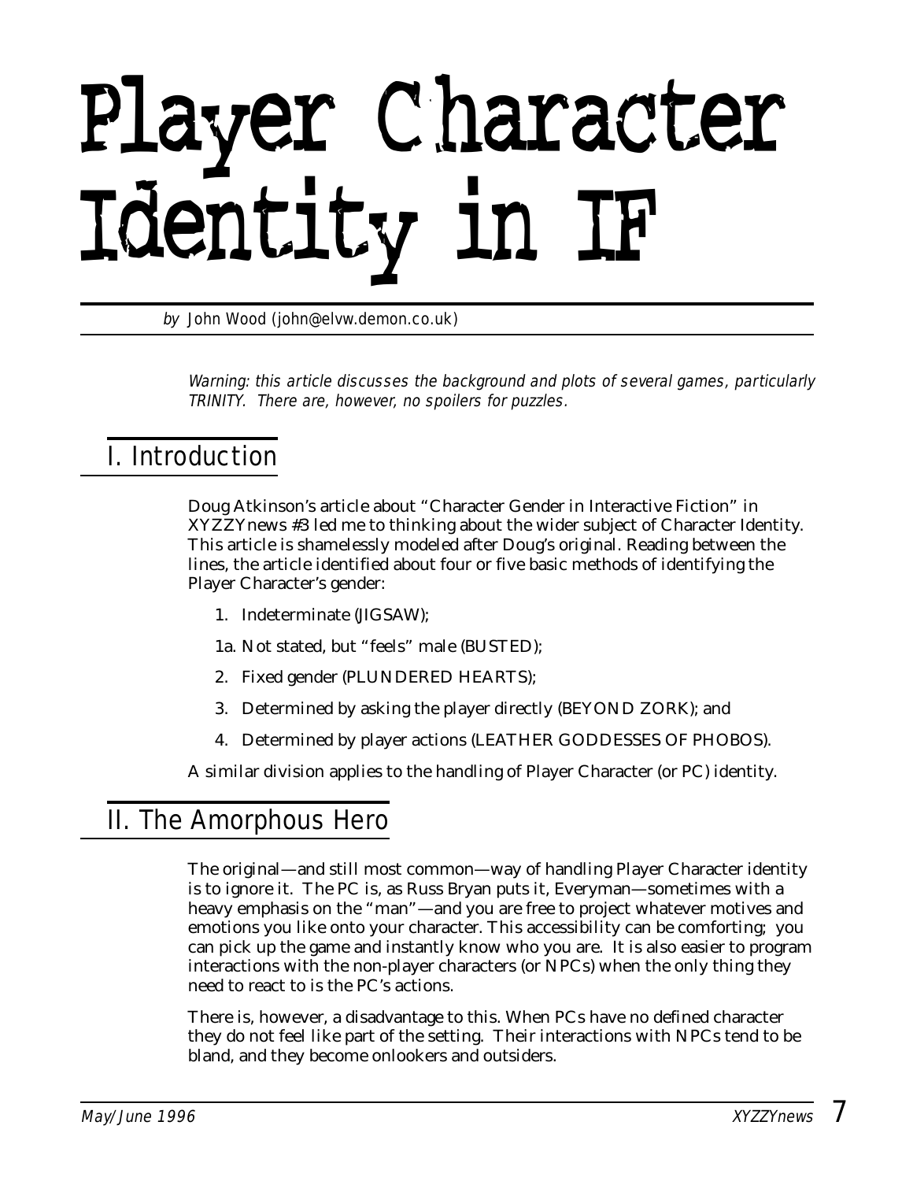# Player Character Identity in IF

*by* John Wood (john@elvw.demon.co.uk)

*Warning: this article discusses the background and plots of several games, particularly TRINITY. There are, however, no spoilers for puzzles.*

## I. Introduction

Doug Atkinson's article about "Character Gender in Interactive Fiction" in XYZZYnews #3 led me to thinking about the wider subject of Character Identity. This article is shamelessly modeled after Doug's original. Reading between the lines, the article identified about four or five basic methods of identifying the Player Character's gender:

1. Indeterminate (JIGSAW);

1a. Not stated, but "feels" male (BUSTED);

2. Fixed gender (PLUNDERED HEARTS);

3. Determined by asking the player directly (BEYOND ZORK); and

4. Determined by player actions (LEATHER GODDESSES OF PHOBOS).

A similar division applies to the handling of Player Character (or PC) identity.

## II. The Amorphous Hero

The original—and still most common—way of handling Player Character identity is to ignore it. The PC is, as Russ Bryan puts it, Everyman—sometimes with a heavy emphasis on the "man"—and you are free to project whatever motives and emotions you like onto your character. This accessibility can be comforting; you can pick up the game and instantly know who you are. It is also easier to program interactions with the non-player characters (or NPCs) when the only thing they need to react to is the PC's actions.

There is, however, a disadvantage to this. When PCs have no defined character they do not feel like part of the setting. Their interactions with NPCs tend to be bland, and they become onlookers and outsiders.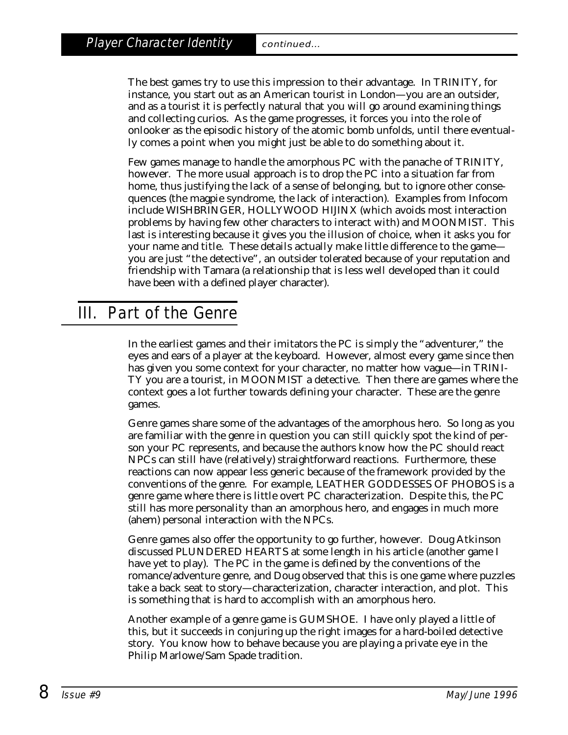The best games try to use this impression to their advantage. In TRINITY, for instance, you start out as an American tourist in London—you are an outsider, and as a tourist it is perfectly natural that you will go around examining things and collecting curios. As the game progresses, it forces you into the role of onlooker as the episodic history of the atomic bomb unfolds, until there eventually comes a point when you might just be able to do something about it.

Few games manage to handle the amorphous PC with the panache of TRINITY, however. The more usual approach is to drop the PC into a situation far from home, thus justifying the lack of a sense of belonging, but to ignore other consequences (the magpie syndrome, the lack of interaction). Examples from Infocom include WISHBRINGER, HOLLYWOOD HIJINX (which avoids most interaction problems by having few other characters to interact with) and MOONMIST. This last is interesting because it gives you the illusion of choice, when it asks you for your name and title. These details actually make little difference to the game—you are just "the detective", an outsider tolerated because of your reputation and friendship with Tamara (a relationship that is less well developed than it could have been with a defined player character).

## III. Part of the Genre

In the earliest games and their imitators the PC is simply the "adventurer," the eyes and ears of a player at the keyboard. However, almost every game since then has given you some context for your character, no matter how vague—in TRINITY you are a tourist, in MOONMIST a detective. Then there are games where the context goes a lot further towards defining your character. These are the genre games.

Genre games share some of the advantages of the amorphous hero. So long as you are familiar with the genre in question you can still quickly spot the kind of person your PC represents, and because the authors know how the PC should react NPCs can still have (relatively) straightforward reactions. Furthermore, these reactions can now appear less generic because of the framework provided by the conventions of the genre. For example, LEATHER GODDESSES OF PHOBOS is a genre game where there is little overt PC characterization. Despite this, the PC still has more personality than an amorphous hero, and engages in much more (ahem) personal interaction with the NPCs.

Genre games also offer the opportunity to go further, however. Doug Atkinson discussed PLUNDERED HEARTS at some length in his article (another game I have yet to play). The PC in the game is defined by the conventions of the romance/adventure genre, and Doug observed that this is one game where puzzles take a back seat to story—characterization, character interaction, and plot. This is something that is hard to accomplish with an amorphous hero.

Another example of a genre game is GUMSHOE. I have only played a little of this, but it succeeds in conjuring up the right images for a hard-boiled detective story. You know how to behave because you are playing a private eye in the Philip Marlowe/Sam Spade tradition.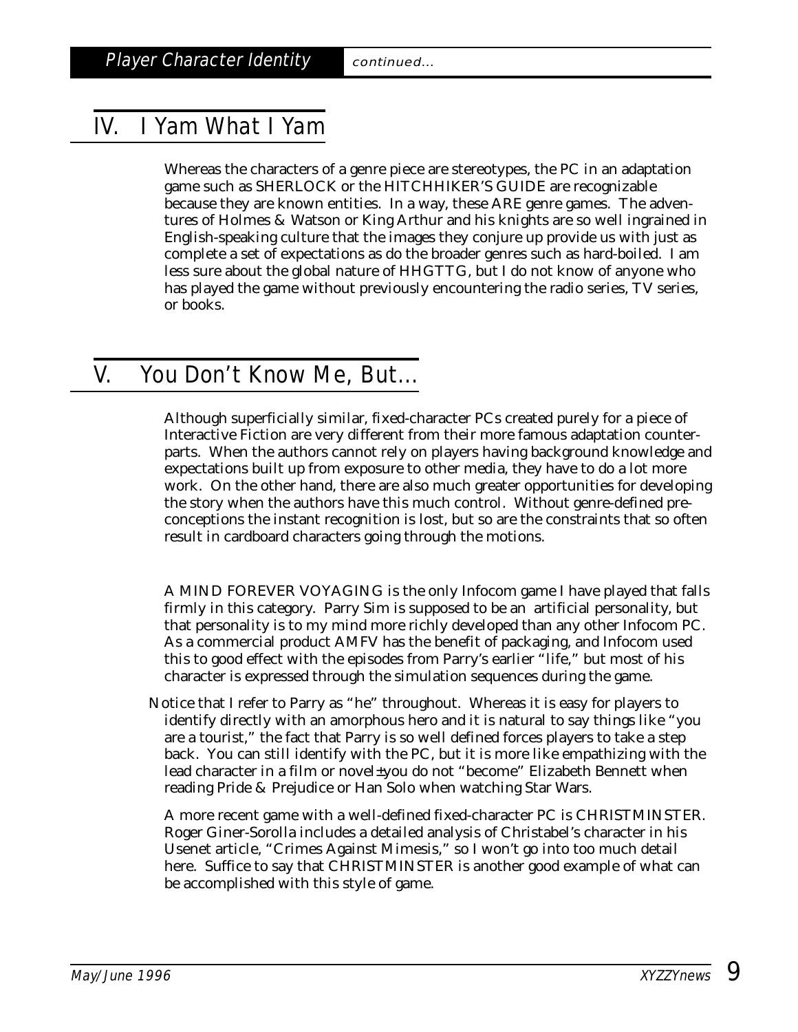## IV. I Yam What I Yam

Whereas the characters of a genre piece are stereotypes, the PC in an adaptation game such as SHERLOCK or the HITCHHIKER'S GUIDE are recognizable because they are known entities. In a way, these ARE genre games. The adventures of Holmes & Watson or King Arthur and his knights are so well ingrained in English-speaking culture that the images they conjure up provide us with just as complete a set of expectations as do the broader genres such as hard-boiled. I am less sure about the global nature of HHGTTG, but I do not know of anyone who has played the game without previously encountering the radio series, TV series, or books.

## V. You Don't Know Me, But...

Although superficially similar, fixed-character PCs created purely for a piece of Interactive Fiction are very different from their more famous adaptation counterparts. When the authors cannot rely on players having background knowledge and expectations built up from exposure to other media, they have to do a lot more work. On the other hand, there are also much greater opportunities for developing the story when the authors have this much control. Without genre-defined preconceptions the instant recognition is lost, but so are the constraints that so often result in cardboard characters going through the motions.

A MIND FOREVER VOYAGING is the only Infocom game I have played that falls firmly in this category. Parry Sim is supposed to be an artificial personality, but that personality is to my mind more richly developed than any other Infocom PC. As a commercial product AMFV has the benefit of packaging, and Infocom used this to good effect with the episodes from Parry's earlier "life," but most of his character is expressed through the simulation sequences during the game.

Notice that I refer to Parry as "he" throughout. Whereas it is easy for players to identify directly with an amorphous hero and it is natural to say things like "you are a tourist," the fact that Parry is so well defined forces players to take a step back. You can still identify with the PC, but it is more like empathizing with the lead character in a film or novel±you do not "become" Elizabeth Bennett when reading Pride & Prejudice or Han Solo when watching Star Wars.

A more recent game with a well-defined fixed-character PC is CHRISTMINSTER. Roger Giner-Sorolla includes a detailed analysis of Christabel's character in his Usenet article, "Crimes Against Mimesis," so I won't go into too much detail here. Suffice to say that CHRISTMINSTER is another good example of what can be accomplished with this style of game.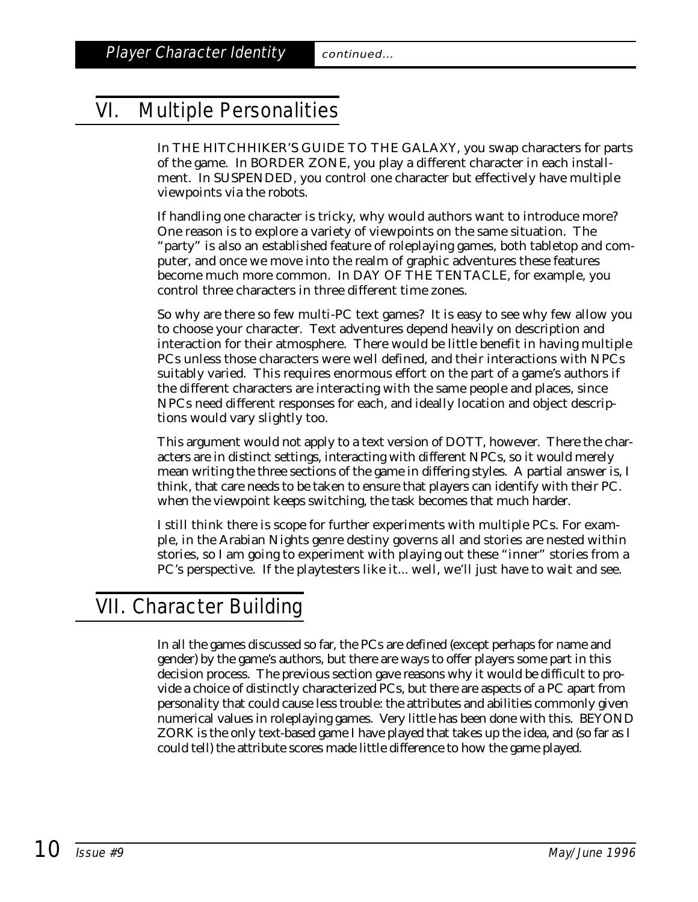## VI. Multiple Personalities

In THE HITCHHIKER'S GUIDE TO THE GALAXY, you swap characters for parts of the game. In BORDER ZONE, you play a different character in each installment. In SUSPENDED, you control one character but effectively have multiple viewpoints via the robots.

If handling one character is tricky, why would authors want to introduce more? One reason is to explore a variety of viewpoints on the same situation. The "party" is also an established feature of roleplaying games, both tabletop and computer, and once we move into the realm of graphic adventures these features become much more common. In DAY OF THE TENTACLE, for example, you control three characters in three different time zones.

So why are there so few multi-PC text games? It is easy to see why few allow you to choose your character. Text adventures depend heavily on description and interaction for their atmosphere. There would be little benefit in having multiple PCs unless those characters were well defined, and their interactions with NPCs suitably varied. This requires enormous effort on the part of a game's authors if the different characters are interacting with the same people and places, since NPCs need different responses for each, and ideally location and object descriptions would vary slightly too.

This argument would not apply to a text version of DOTT, however. There the characters are in distinct settings, interacting with different NPCs, so it would merely mean writing the three sections of the game in differing styles. A partial answer is, I think, that care needs to be taken to ensure that players can identify with their PC. when the viewpoint keeps switching, the task becomes that much harder.

I still think there is scope for further experiments with multiple PCs. For example, in the Arabian Nights genre destiny governs all and stories are nested within stories, so I am going to experiment with playing out these "inner" stories from a PC's perspective. If the playtesters like it... well, we'll just have to wait and see.

## VII. Character Building

In all the games discussed so far, the PCs are defined (except perhaps for name and gender) by the game's authors, but there are ways to offer players some part in this decision process. The previous section gave reasons why it would be difficult to provide a choice of distinctly characterized PCs, but there are aspects of a PC apart from personality that could cause less trouble: the attributes and abilities commonly given numerical values in roleplaying games. Very little has been done with this. BEYOND ZORK is the only text-based game I have played that takes up the idea, and (so far as I could tell) the attribute scores made little difference to how the game played.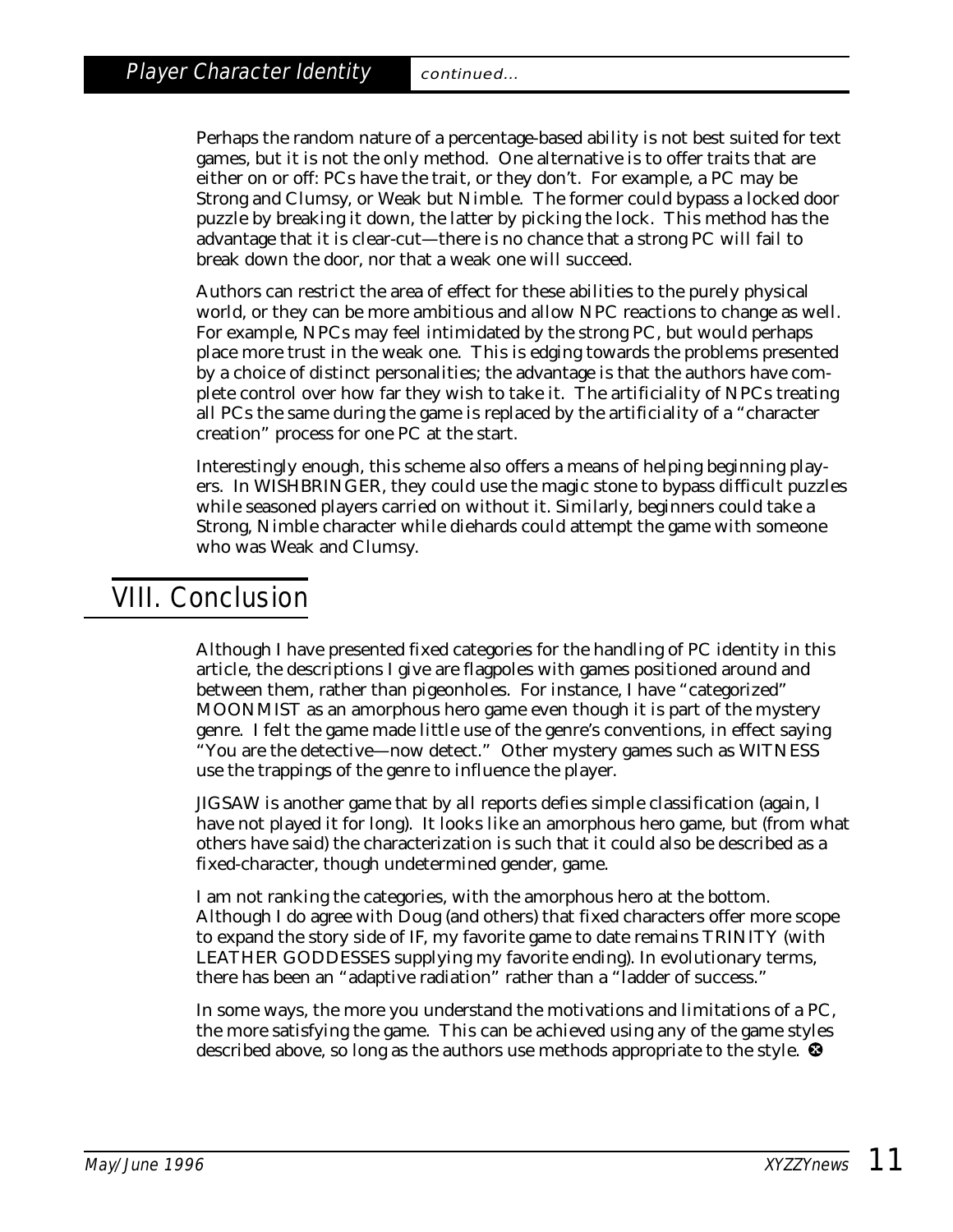Perhaps the random nature of a percentage-based ability is not best suited for text games, but it is not the only method. One alternative is to offer traits that are either on or off: PCs have the trait, or they don't. For example, a PC may be Strong and Clumsy, or Weak but Nimble. The former could bypass a locked door puzzle by breaking it down, the latter by picking the lock. This method has the advantage that it is clear-cut—there is no chance that a strong PC will fail to break down the door, nor that a weak one will succeed.

Authors can restrict the area of effect for these abilities to the purely physical world, or they can be more ambitious and allow NPC reactions to change as well. For example, NPCs may feel intimidated by the strong PC, but would perhaps place more trust in the weak one. This is edging towards the problems presented by a choice of distinct personalities; the advantage is that the authors have complete control over how far they wish to take it. The artificiality of NPCs treating all PCs the same during the game is replaced by the artificiality of a "character creation" process for one PC at the start.

Interestingly enough, this scheme also offers a means of helping beginning players. In WISHBRINGER, they could use the magic stone to bypass difficult puzzles while seasoned players carried on without it. Similarly, beginners could take a Strong, Nimble character while diehards could attempt the game with someone who was Weak and Clumsy.

## VIII. Conclusion

Although I have presented fixed categories for the handling of PC identity in this article, the descriptions I give are flagpoles with games positioned around and between them, rather than pigeonholes. For instance, I have "categorized" MOONMIST as an amorphous hero game even though it is part of the mystery genre. I felt the game made little use of the genre's conventions, in effect saying "You are the detective—now detect." Other mystery games such as WITNESS use the trappings of the genre to influence the player.

JIGSAW is another game that by all reports defies simple classification (again, I have not played it for long). It looks like an amorphous hero game, but (from what others have said) the characterization is such that it could also be described as a fixed-character, though undetermined gender, game.

I am not ranking the categories, with the amorphous hero at the bottom. Although I do agree with Doug (and others) that fixed characters offer more scope to expand the story side of IF, my favorite game to date remains TRINITY (with LEATHER GODDESSES supplying my favorite ending). In evolutionary terms, there has been an "adaptive radiation" rather than a "ladder of success."

In some ways, the more you understand the motivations and limitations of a PC, the more satisfying the game. This can be achieved using any of the game styles described above, so long as the authors use methods appropriate to the style. ✖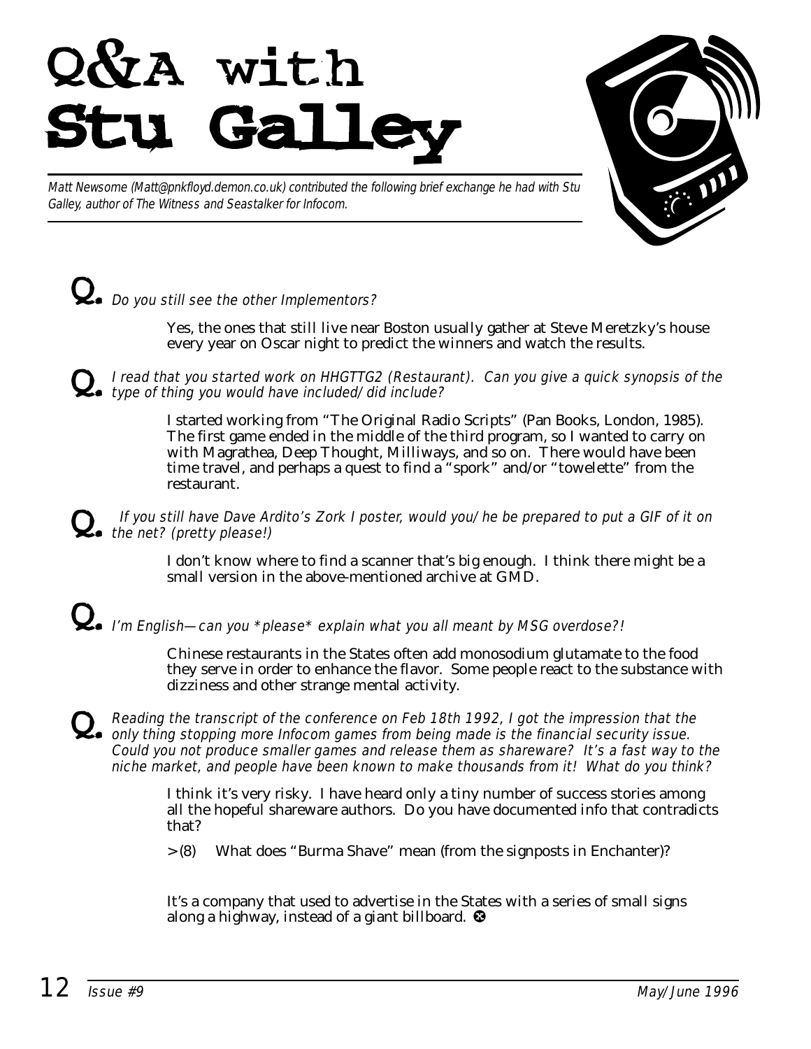# Q&A with Stu Galley

*Matt Newsome (Matt@pnkfloyd.demon.co.uk) contributed the following brief exchange he had with Stu Galley, author of The Witness and Seastalker for Infocom.*

**Q.** *Do you still see the other Implementors?*

Yes, the ones that still live near Boston usually gather at Steve Meretzky's house every year on Oscar night to predict the winners and watch the results.

**Q.** *I read that you started work on HHGTTG2 (Restaurant). Can you give a quick synopsis of the type of thing you would have included/did include?*

I started working from "The Original Radio Scripts" (Pan Books, London, 1985). The first game ended in the middle of the third program, so I wanted to carry on with Magrathea, Deep Thought, Milliways, and so on. There would have been time travel, and perhaps a quest to find a "spork" and/or "towelette" from the restaurant.

**Q.** *If you still have Dave Ardito's Zork I poster, would you/he be prepared to put a GIF of it on the net? (pretty please!)*

I don't know where to find a scanner that's big enough. I think there might be a small version in the above-mentioned archive at GMD.

**Q.** *I'm English—can you *please* explain what you all meant by MSG overdose?!*

Chinese restaurants in the States often add monosodium glutamate to the food they serve in order to enhance the flavor. Some people react to the substance with dizziness and other strange mental activity.

**Q.** *Reading the transcript of the conference on Feb 18th 1992, I got the impression that the only thing stopping more Infocom games from being made is the financial security issue. Could you not produce smaller games and release them as shareware? It's a fast way to the niche market, and people have been known to make thousands from it! What do you think?*

I think it's very risky. I have heard only a tiny number of success stories among all the hopeful shareware authors. Do you have documented info that contradicts that?

>(8) What does "Burma Shave" mean (from the signposts in Enchanter)?

It's a company that used to advertise in the States with a series of small signs along a highway, instead of a giant billboard.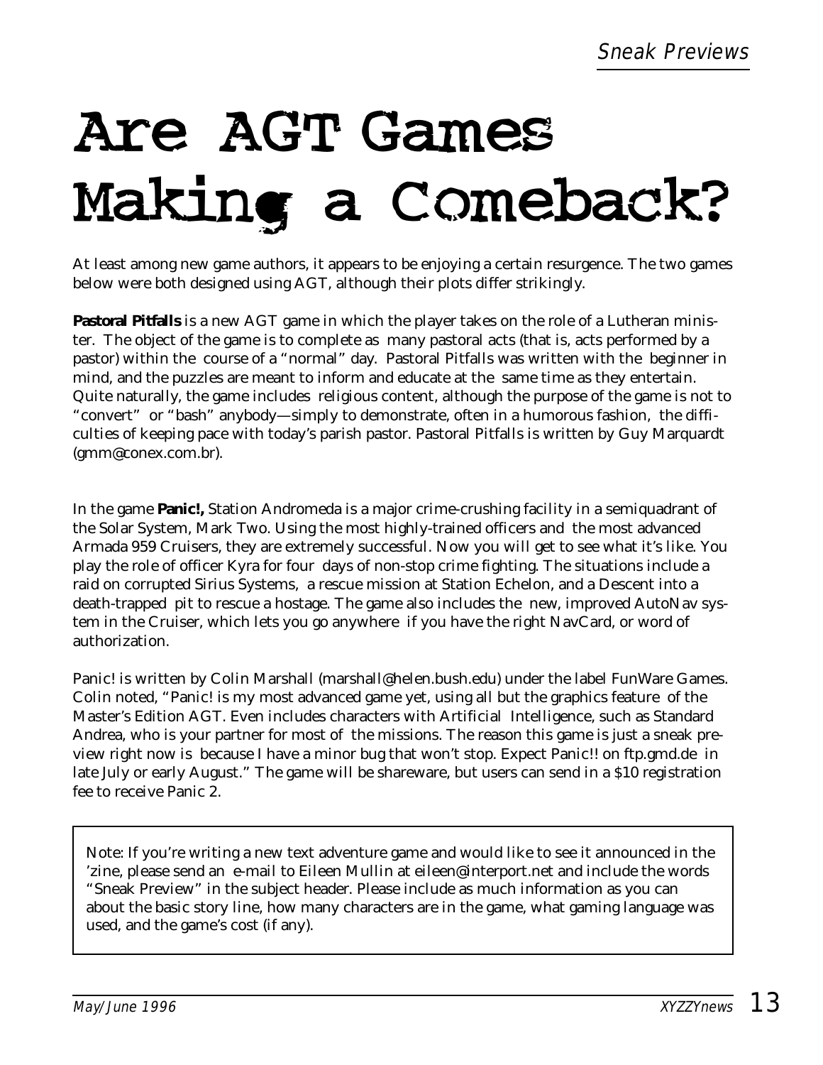# Are AGT Games Making a Comeback?

At least among new game authors, it appears to be enjoying a certain resurgence. The two games below were both designed using AGT, although their plots differ strikingly.

**Pastoral Pitfalls** is a new AGT game in which the player takes on the role of a Lutheran minister. The object of the game is to complete as many pastoral acts (that is, acts performed by a pastor) within the course of a "normal" day. Pastoral Pitfalls was written with the beginner in mind, and the puzzles are meant to inform and educate at the same time as they entertain. Quite naturally, the game includes religious content, although the purpose of the game is not to "convert" or "bash" anybody—simply to demonstrate, often in a humorous fashion, the difficulties of keeping pace with today's parish pastor. Pastoral Pitfalls is written by Guy Marquardt (gmm@conex.com.br).

In the game **Panic!,** Station Andromeda is a major crime-crushing facility in a semiquadrant of the Solar System, Mark Two. Using the most highly-trained officers and the most advanced Armada 959 Cruisers, they are extremely successful. Now you will get to see what it's like. You play the role of officer Kyra for four days of non-stop crime fighting. The situations include a raid on corrupted Sirius Systems, a rescue mission at Station Echelon, and a Descent into a death-trapped pit to rescue a hostage. The game also includes the new, improved AutoNav system in the Cruiser, which lets you go anywhere if you have the right NavCard, or word of authorization.

Panic! is written by Colin Marshall (marshall@helen.bush.edu) under the label FunWare Games. Colin noted, "Panic! is my most advanced game yet, using all but the graphics feature of the Master's Edition AGT. Even includes characters with Artificial Intelligence, such as Standard Andrea, who is your partner for most of the missions. The reason this game is just a sneak preview right now is because I have a minor bug that won't stop. Expect Panic!! on ftp.gmd.de in late July or early August." The game will be shareware, but users can send in a $10 registration fee to receive Panic 2.

> Note: If you're writing a new text adventure game and would like to see it announced in the 'zine, please send an e-mail to Eileen Mullin at eileen@interport.net and include the words "Sneak Preview" in the subject header. Please include as much information as you can about the basic story line, how many characters are in the game, what gaming language was used, and the game's cost (if any).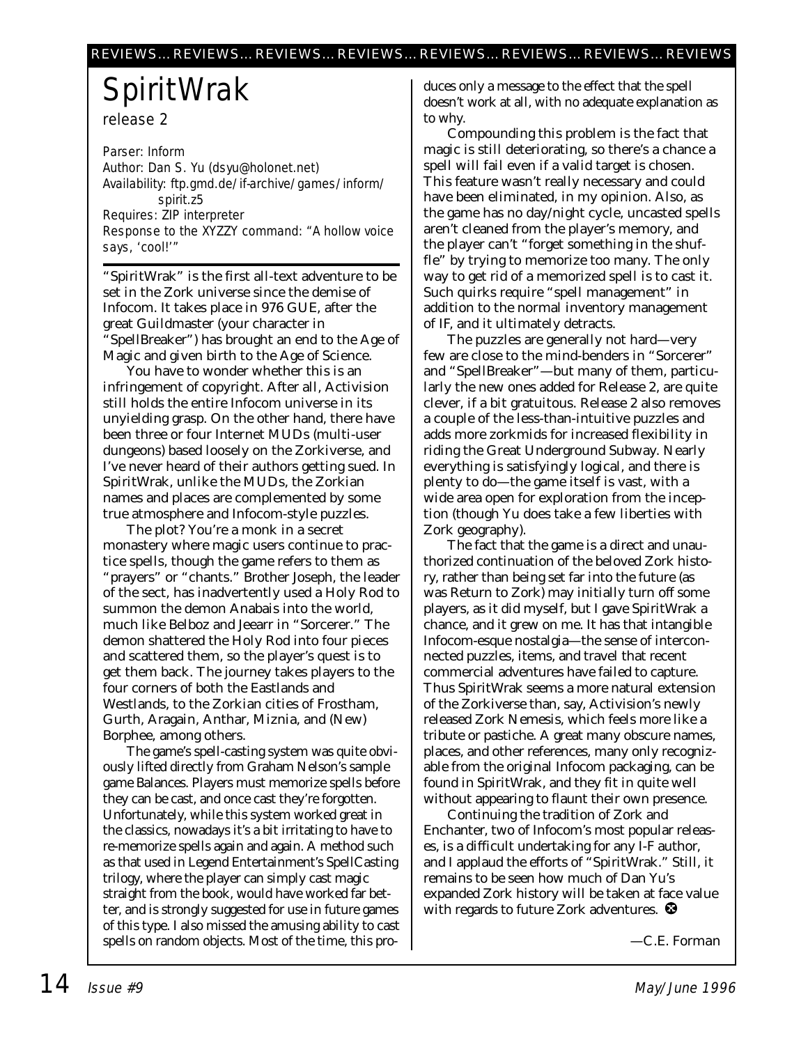# SpiritWrak

*release 2*

*Parser: Inform*
*Author: Dan S. Yu (dsyu@holonet.net)*
*Availability: ftp.gmd.de/if-archive/games/inform/spirit.z5*
*Requires: ZIP interpreter*
*Response to the XYZZY command: "A hollow voice says, 'cool!'"*

"SpiritWrak" is the first all-text adventure to be set in the Zork universe since the demise of Infocom. It takes place in 976 GUE, after the great Guildmaster (your character in "SpellBreaker") has brought an end to the Age of Magic and given birth to the Age of Science.

You have to wonder whether this is an infringement of copyright. After all, Activision still holds the entire Infocom universe in its unyielding grasp. On the other hand, there have been three or four Internet MUDs (multi-user dungeons) based loosely on the Zorkiverse, and I've never heard of their authors getting sued. In SpiritWrak, unlike the MUDs, the Zorkian names and places are complemented by some true atmosphere and Infocom-style puzzles.

The plot? You're a monk in a secret monastery where magic users continue to practice spells, though the game refers to them as "prayers" or "chants." Brother Joseph, the leader of the sect, has inadvertently used a Holy Rod to summon the demon Anabais into the world, much like Belboz and Jeearr in "Sorcerer." The demon shattered the Holy Rod into four pieces and scattered them, so the player's quest is to get them back. The journey takes players to the four corners of both the Eastlands and Westlands, to the Zorkian cities of Frostham, Gurth, Aragain, Anthar, Miznia, and (New) Borphee, among others.

The game's spell-casting system was quite obviously lifted directly from Graham Nelson's sample game Balances. Players must memorize spells before they can be cast, and once cast they're forgotten. Unfortunately, while this system worked great in the classics, nowadays it's a bit irritating to have to re-memorize spells again and again. A method such as that used in Legend Entertainment's SpellCasting trilogy, where the player can simply cast magic straight from the book, would have worked far better, and is strongly suggested for use in future games of this type. I also missed the amusing ability to cast spells on random objects. Most of the time, this produces only a message to the effect that the spell doesn't work at all, with no adequate explanation as to why.

Compounding this problem is the fact that magic is still deteriorating, so there's a chance a spell will fail even if a valid target is chosen. This feature wasn't really necessary and could have been eliminated, in my opinion. Also, as the game has no day/night cycle, uncasted spells aren't cleaned from the player's memory, and the player can't "forget something in the shuffle" by trying to memorize too many. The only way to get rid of a memorized spell is to cast it. Such quirks require "spell management" in addition to the normal inventory management of IF, and it ultimately detracts.

The puzzles are generally not hard—very few are close to the mind-benders in "Sorcerer" and "SpellBreaker"—but many of them, particularly the new ones added for Release 2, are quite clever, if a bit gratuitous. Release 2 also removes a couple of the less-than-intuitive puzzles and adds more zorkmids for increased flexibility in riding the Great Underground Subway. Nearly everything is satisfyingly logical, and there is plenty to do—the game itself is vast, with a wide area open for exploration from the inception (though Yu does take a few liberties with Zork geography).

The fact that the game is a direct and unauthorized continuation of the beloved Zork history, rather than being set far into the future (as was Return to Zork) may initially turn off some players, as it did myself, but I gave SpiritWrak a chance, and it grew on me. It has that intangible Infocom-esque nostalgia—the sense of interconnected puzzles, items, and travel that recent commercial adventures have failed to capture. Thus SpiritWrak seems a more natural extension of the Zorkiverse than, say, Activision's newly released Zork Nemesis, which feels more like a tribute or pastiche. A great many obscure names, places, and other references, many only recognizable from the original Infocom packaging, can be found in SpiritWrak, and they fit in quite well without appearing to flaunt their own presence.

Continuing the tradition of Zork and Enchanter, two of Infocom's most popular releases, is a difficult undertaking for any I-F author, and I applaud the efforts of "SpiritWrak." Still, it remains to be seen how much of Dan Yu's expanded Zork history will be taken at face value with regards to future Zork adventures.

—C.E. Forman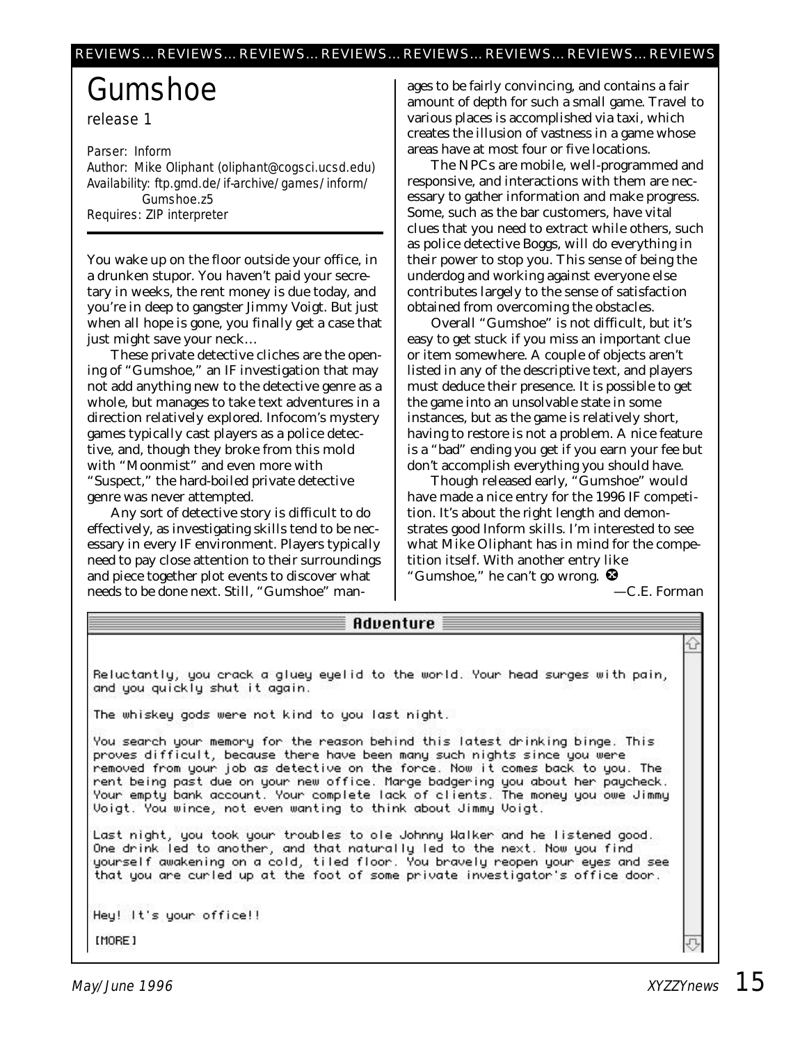# Gumshoe

release 1

*Parser:* Inform
*Author:* Mike Oliphant (oliphant@cogsci.ucsd.edu)
*Availability:* ftp.gmd.de/if-archive/games/inform/Gumshoe.z5
*Requires:* ZIP interpreter

You wake up on the floor outside your office, in a drunken stupor. You haven't paid your secretary in weeks, the rent money is due today, and you're in deep to gangster Jimmy Voigt. But just when all hope is gone, you finally get a case that just might save your neck…

These private detective cliches are the opening of "Gumshoe," an IF investigation that may not add anything new to the detective genre as a whole, but manages to take text adventures in a direction relatively explored. Infocom's mystery games typically cast players as a police detective, and, though they broke from this mold with "Moonmist" and even more with "Suspect," the hard-boiled private detective genre was never attempted.

Any sort of detective story is difficult to do effectively, as investigating skills tend to be necessary in every IF environment. Players typically need to pay close attention to their surroundings and piece together plot events to discover what needs to be done next. Still, "Gumshoe" manages to be fairly convincing, and contains a fair amount of depth for such a small game. Travel to various places is accomplished via taxi, which creates the illusion of vastness in a game whose areas have at most four or five locations.

The NPCs are mobile, well-programmed and responsive, and interactions with them are necessary to gather information and make progress. Some, such as the bar customers, have vital clues that you need to extract while others, such as police detective Boggs, will do everything in their power to stop you. This sense of being the underdog and working against everyone else contributes largely to the sense of satisfaction obtained from overcoming the obstacles.

Overall "Gumshoe" is not difficult, but it's easy to get stuck if you miss an important clue or item somewhere. A couple of objects aren't listed in any of the descriptive text, and players must deduce their presence. It is possible to get the game into an unsolvable state in some instances, but as the game is relatively short, having to restore is not a problem. A nice feature is a "bad" ending you get if you earn your fee but don't accomplish everything you should have.

Though released early, "Gumshoe" would have made a nice entry for the 1996 IF competition. It's about the right length and demonstrates good Inform skills. I'm interested to see what Mike Oliphant has in mind for the competition itself. With another entry like "Gumshoe," he can't go wrong.

—C.E. Forman

```
Adventure

Reluctantly, you crack a gluey eyelid to the world. Your head surges with pain,
and you quickly shut it again.

The whiskey gods were not kind to you last night.

You search your memory for the reason behind this latest drinking binge. This
proves difficult, because there have been many such nights since you were
removed from your job as detective on the force. Now it comes back to you. The
rent being past due on your new office. Marge badgering you about her paycheck.
Your empty bank account. Your complete lack of clients. The money you owe Jimmy
Voigt. You wince, not even wanting to think about Jimmy Voigt.

Last night, you took your troubles to ole Johnny Walker and he listened good.
One drink led to another, and that naturally led to the next. Now you find
yourself awakening on a cold, tiled floor. You bravely reopen your eyes and see
that you are curled up at the foot of some private investigator's office door.

Hey! It's your office!!

[MORE]
```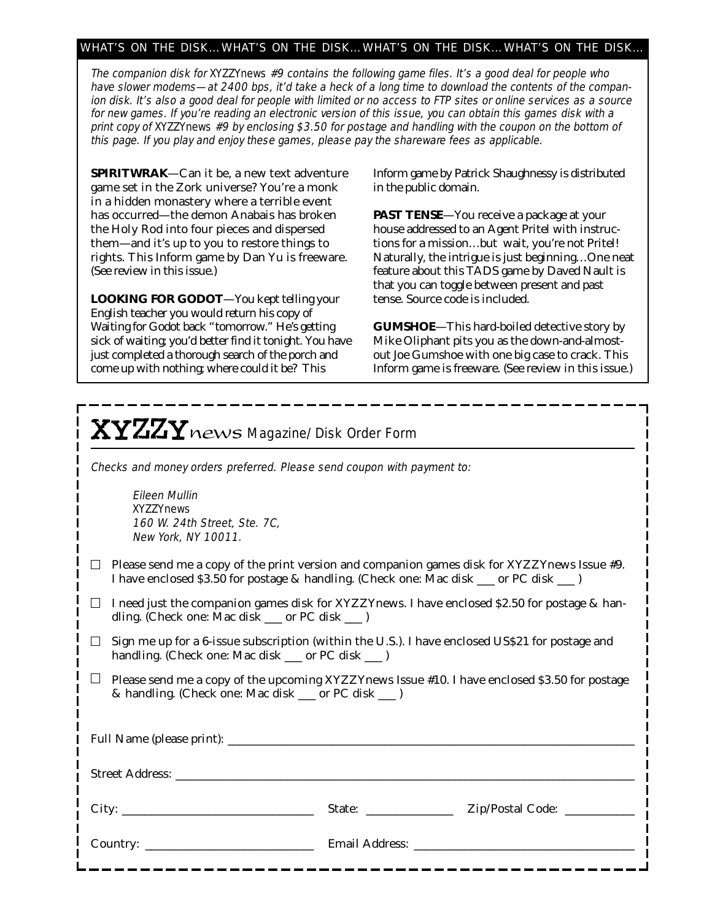## WHAT'S ON THE DISK... WHAT'S ON THE DISK... WHAT'S ON THE DISK... WHAT'S ON THE DISK...

*The companion disk for XYZZYnews #9 contains the following game files. It's a good deal for people who have slower modems—at 2400 bps, it'd take a heck of a long time to download the contents of the companion disk. It's also a good deal for people with limited or no access to FTP sites or online services as a source for new games. If you're reading an electronic version of this issue, you can obtain this games disk with a print copy of XYZZYnews #9 by enclosing $3.50 for postage and handling with the coupon on the bottom of this page. If you play and enjoy these games, please pay the shareware fees as applicable.*

**SPIRITWRAK**—Can it be, a new text adventure game set in the Zork universe? You're a monk in a hidden monastery where a terrible event has occurred—the demon Anabais has broken the Holy Rod into four pieces and dispersed them—and it's up to you to restore things to rights. This Inform game by Dan Yu is freeware. (See review in this issue.)

**LOOKING FOR GODOT**—You kept telling your English teacher you would return his copy of Waiting for Godot back "tomorrow." He's getting sick of waiting; you'd better find it tonight. You have just completed a thorough search of the porch and come up with nothing; where could it be? This Inform game by Patrick Shaughnessy is distributed in the public domain.

**PAST TENSE**—You receive a package at your house addressed to an Agent Pritel with instructions for a mission…but wait, you're not Pritel! Naturally, the intrigue is just beginning…One neat feature about this TADS game by Daved Nault is that you can toggle between present and past tense. Source code is included.

**GUMSHOE**—This hard-boiled detective story by Mike Oliphant pits you as the down-and-almost-out Joe Gumshoe with one big case to crack. This Inform game is freeware. (See review in this issue.)

## XYZZY*news* Magazine/Disk Order Form

*Checks and money orders preferred. Please send coupon with payment to:*

*Eileen Mullin*
*XYZZYnews*
*160 W. 24th Street, Ste. 7C,*
*New York, NY 10011.*

- ☐ Please send me a copy of the print version and companion games disk for XYZZYnews Issue #9. I have enclosed $3.50 for postage & handling. (Check one: Mac disk ___ or PC disk ___ )
- ☐ I need just the companion games disk for XYZZYnews. I have enclosed $2.50 for postage & handling. (Check one: Mac disk ___ or PC disk ___ )
- ☐ Sign me up for a 6-issue subscription (within the U.S.). I have enclosed US$21 for postage and handling. (Check one: Mac disk ___ or PC disk ___ )
- ☐ Please send me a copy of the upcoming XYZZYnews Issue #10. I have enclosed $3.50 for postage & handling. (Check one: Mac disk ___ or PC disk ___ )

Full Name (please print): ______________________________

Street Address: ______________________________

City: ______________ State: ______________ Zip/Postal Code: ______________

Country: ______________ Email Address: ______________